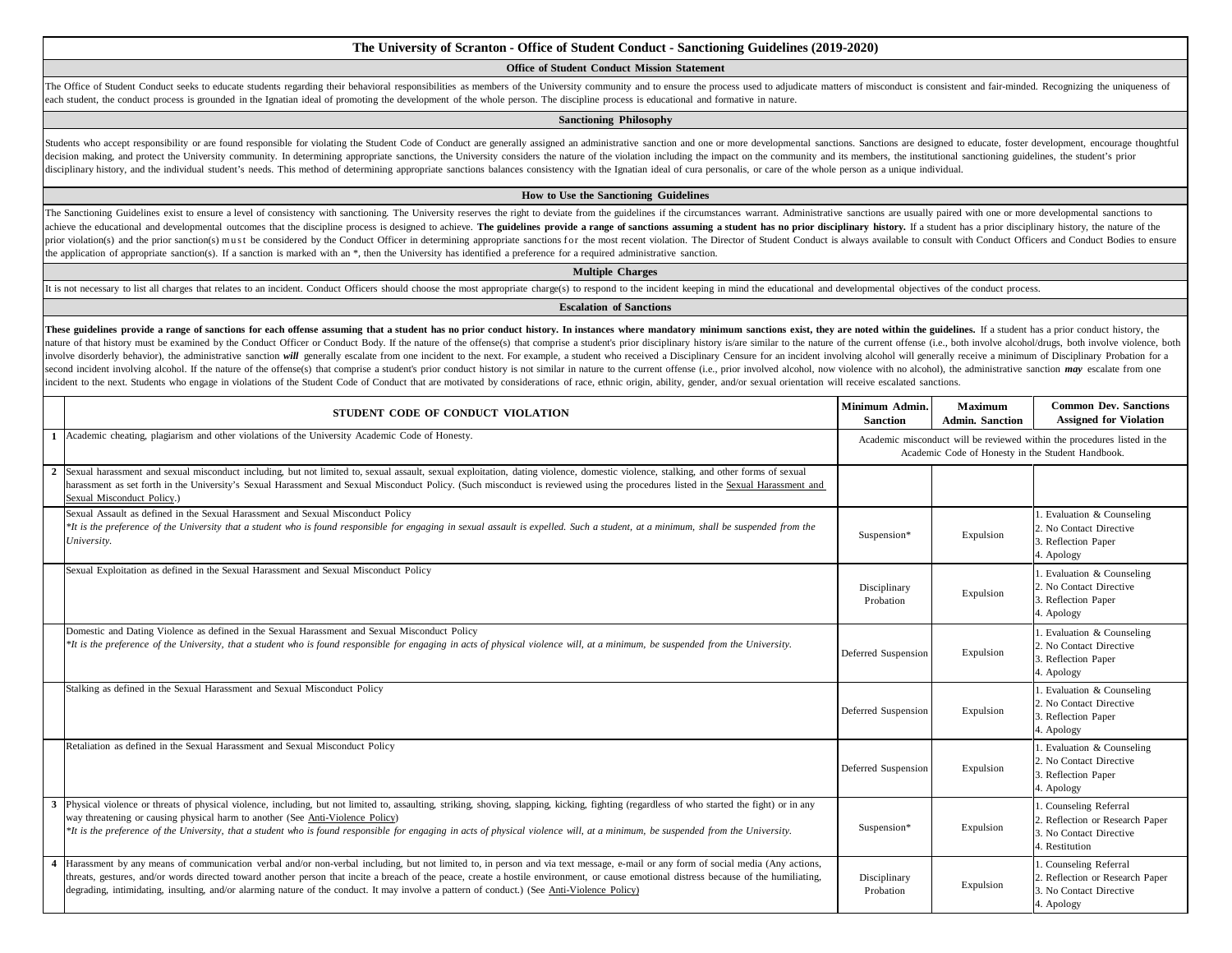# The University of Scranton - Office of Student Conduct - Sanctioning Guidelines (2019-2020)

## Office of Student Conduct Mission Statement

The Office of Student Conduct seeks to educate students regarding their behavioral responsibilities as members of the University community and to ensure the process used to adjudicate matters of misconduct is consistent and fair-minded. Recognizing the uniqueness of each student, the conduct process is grounded in the Ignatian ideal of promoting the development of the whole person. The discipline process is educational and formative in nature.

## Sanctioning Philosophy

Students who accept responsibility or are found responsible for violating the Student Code of Conduct are generally assigned an administrative sanction and one or more developmental sanctions. Sanctions are designed to educate, foster development, encourage thoughtful decision making, and protect the University community. In determining appropriate sanctions, the University considers the nature of the violation including the impact on the community and its members, the institutional sanctioning guidelines, the student's prior disciplinary history, and the individual student's needs. This method of determining appropriate sanctions balances consistency with the Ignatian ideal of cura personalis, or care of the whole person as a unique individual.

## How to Use the Sanctioning Guidelines

The Sanctioning Guidelines exist to ensure a level of consistency with sanctioning. The University reserves the right to deviate from the guidelines if the circumstances warrant. Administrative sanctions are usually paired with one or more developmental sanctions to achieve the educational and developmental outcomes that the discipline process is designed to achieve. **The guidelines provide a range of sanctions assuming a student has no prior disciplinary history.** If a student has a prior disciplinary history, the nature of the prior violation(s) and the prior sanction(s) must be considered by the Conduct Officer in determining appropriate sanctions for the most recent violation. The Director of Student Conduct is always available to consult with Conduct Officers and Conduct Bodies to ensure the application of appropriate sanction(s). If a sanction is marked with an *, then the University has identified a preference for a required administrative sanction.

## Multiple Charges

It is not necessary to list all charges that relates to an incident. Conduct Officers should choose the most appropriate charge(s) to respond to the incident keeping in mind the educational and developmental objectives of the conduct process.

## Escalation of Sanctions

**These guidelines provide a range of sanctions for each offense assuming that a student has no prior conduct history. In instances where mandatory minimum sanctions exist, they are noted within the guidelines.** If a student has a prior conduct history, the nature of that history must be examined by the Conduct Officer or Conduct Body. If the nature of the offense(s) that comprise a student's prior disciplinary history is/are similar to the nature of the current offense (i.e., both involve alcohol/drugs, both involve violence, both involve disorderly behavior), the administrative sanction ***will*** generally escalate from one incident to the next. For example, a student who received a Disciplinary Censure for an incident involving alcohol will generally receive a minimum of Disciplinary Probation for a second incident involving alcohol. If the nature of the offense(s) that comprise a student's prior conduct history is not similar in nature to the current offense (i.e., prior involved alcohol, now violence with no alcohol), the administrative sanction ***may*** escalate from one incident to the next. Students who engage in violations of the Student Code of Conduct that are motivated by considerations of race, ethnic origin, ability, gender, and/or sexual orientation will receive escalated sanctions.

| | STUDENT CODE OF CONDUCT VIOLATION | Minimum Admin. Sanction | Maximum Admin. Sanction | Common Dev. Sanctions Assigned for Violation |
|---|---|---|---|---|
| **1** | Academic cheating, plagiarism and other violations of the University Academic Code of Honesty. | Academic misconduct will be reviewed within the procedures listed in the Academic Code of Honesty in the Student Handbook. | | |
| **2** | Sexual harassment and sexual misconduct including, but not limited to, sexual assault, sexual exploitation, dating violence, domestic violence, stalking, and other forms of sexual harassment as set forth in the University's Sexual Harassment and Sexual Misconduct Policy. (Such misconduct is reviewed using the procedures listed in the Sexual Harassment and Sexual Misconduct Policy.) | | | |
| | Sexual Assault as defined in the Sexual Harassment and Sexual Misconduct Policy<br>*\*It is the preference of the University that a student who is found responsible for engaging in sexual assault is expelled. Such a student, at a minimum, shall be suspended from the University.* | Suspension* | Expulsion | 1. Evaluation & Counseling<br>2. No Contact Directive<br>3. Reflection Paper<br>4. Apology |
| | Sexual Exploitation as defined in the Sexual Harassment and Sexual Misconduct Policy | Disciplinary Probation | Expulsion | 1. Evaluation & Counseling<br>2. No Contact Directive<br>3. Reflection Paper<br>4. Apology |
| | Domestic and Dating Violence as defined in the Sexual Harassment and Sexual Misconduct Policy<br>*\*It is the preference of the University, that a student who is found responsible for engaging in acts of physical violence will, at a minimum, be suspended from the University.* | Deferred Suspension | Expulsion | 1. Evaluation & Counseling<br>2. No Contact Directive<br>3. Reflection Paper<br>4. Apology |
| | Stalking as defined in the Sexual Harassment and Sexual Misconduct Policy | Deferred Suspension | Expulsion | 1. Evaluation & Counseling<br>2. No Contact Directive<br>3. Reflection Paper<br>4. Apology |
| | Retaliation as defined in the Sexual Harassment and Sexual Misconduct Policy | Deferred Suspension | Expulsion | 1. Evaluation & Counseling<br>2. No Contact Directive<br>3. Reflection Paper<br>4. Apology |
| **3** | Physical violence or threats of physical violence, including, but not limited to, assaulting, striking, shoving, slapping, kicking, fighting (regardless of who started the fight) or in any way threatening or causing physical harm to another (See Anti-Violence Policy)<br>*\*It is the preference of the University, that a student who is found responsible for engaging in acts of physical violence will, at a minimum, be suspended from the University.* | Suspension* | Expulsion | 1. Counseling Referral<br>2. Reflection or Research Paper<br>3. No Contact Directive<br>4. Restitution |
| **4** | Harassment by any means of communication verbal and/or non-verbal including, but not limited to, in person and via text message, e-mail or any form of social media (Any actions, threats, gestures, and/or words directed toward another person that incite a breach of the peace, create a hostile environment, or cause emotional distress because of the humiliating, degrading, intimidating, insulting, and/or alarming nature of the conduct. It may involve a pattern of conduct.) (See Anti-Violence Policy) | Disciplinary Probation | Expulsion | 1. Counseling Referral<br>2. Reflection or Research Paper<br>3. No Contact Directive<br>4. Apology |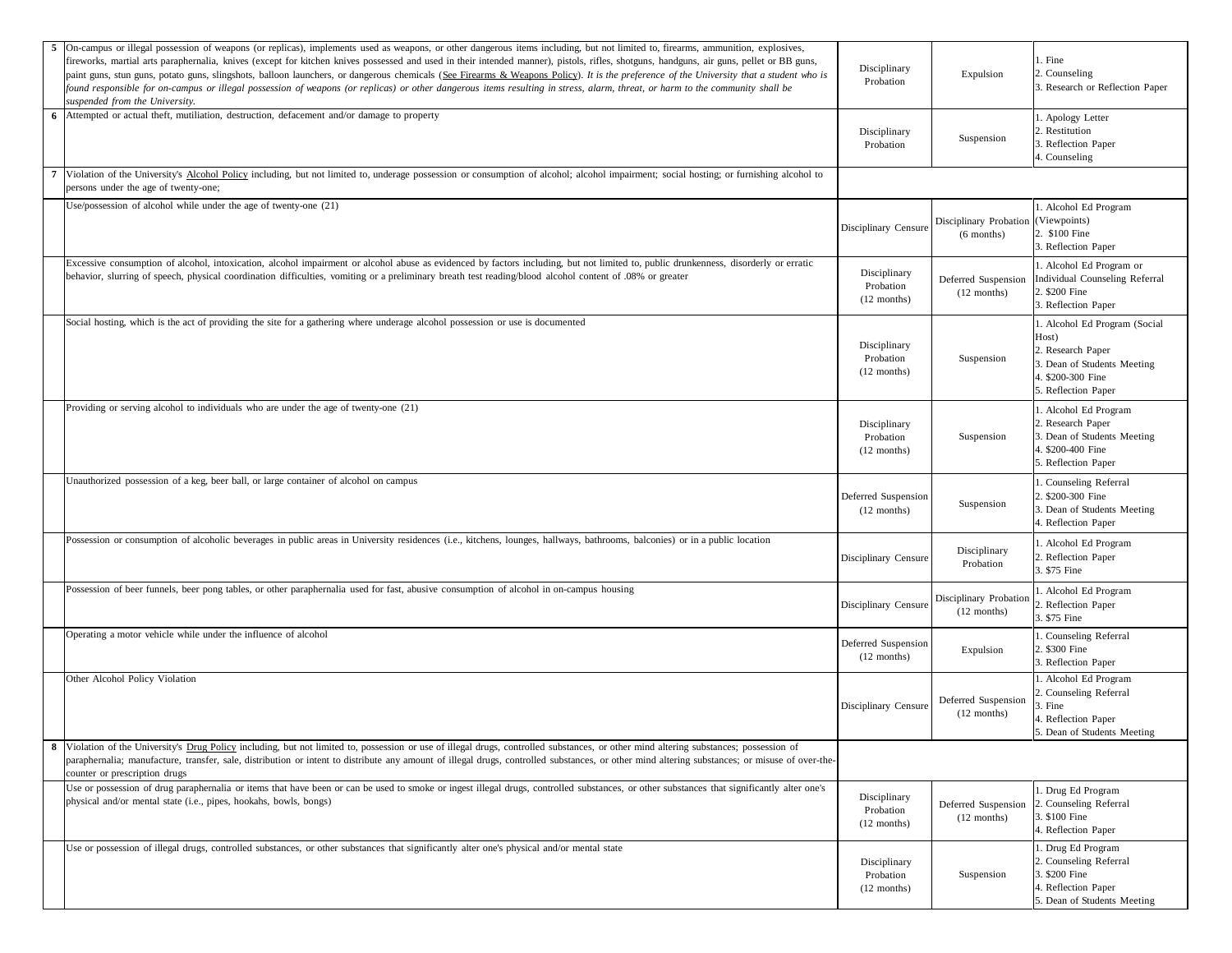| | | | | |
|---|---|---|---|---|
| **5** | On-campus or illegal possession of weapons (or replicas), implements used as weapons, or other dangerous items including, but not limited to, firearms, ammunition, explosives, fireworks, martial arts paraphernalia, knives (except for kitchen knives possessed and used in their intended manner), pistols, rifles, shotguns, handguns, air guns, pellet or BB guns, paint guns, stun guns, potato guns, slingshots, balloon launchers, or dangerous chemicals (See Firearms & Weapons Policy). *It is the preference of the University that a student who is found responsible for on-campus or illegal possession of weapons (or replicas) or other dangerous items resulting in stress, alarm, threat, or harm to the community shall be suspended from the University.* | Disciplinary Probation | Expulsion | 1. Fine<br>2. Counseling<br>3. Research or Reflection Paper |
| **6** | Attempted or actual theft, mutiliation, destruction, defacement and/or damage to property | Disciplinary Probation | Suspension | 1. Apology Letter<br>2. Restitution<br>3. Reflection Paper<br>4. Counseling |
| **7** | Violation of the University's Alcohol Policy including, but not limited to, underage possession or consumption of alcohol; alcohol impairment; social hosting; or furnishing alcohol to persons under the age of twenty-one; | | | |
| | Use/possession of alcohol while under the age of twenty-one (21) | Disciplinary Censure | Disciplinary Probation (6 months) | 1. Alcohol Ed Program (Viewpoints)<br>2. $100 Fine<br>3. Reflection Paper |
| | Excessive consumption of alcohol, intoxication, alcohol impairment or alcohol abuse as evidenced by factors including, but not limited to, public drunkenness, disorderly or erratic behavior, slurring of speech, physical coordination difficulties, vomiting or a preliminary breath test reading/blood alcohol content of .08% or greater | Disciplinary Probation (12 months) | Deferred Suspension (12 months) | 1. Alcohol Ed Program or Individual Counseling Referral<br>2. $200 Fine<br>3. Reflection Paper |
| | Social hosting, which is the act of providing the site for a gathering where underage alcohol possession or use is documented | Disciplinary Probation (12 months) | Suspension | 1. Alcohol Ed Program (Social Host)<br>2. Research Paper<br>3. Dean of Students Meeting<br>4. $200-300 Fine<br>5. Reflection Paper |
| | Providing or serving alcohol to individuals who are under the age of twenty-one (21) | Disciplinary Probation (12 months) | Suspension | 1. Alcohol Ed Program<br>2. Research Paper<br>3. Dean of Students Meeting<br>4. $200-400 Fine<br>5. Reflection Paper |
| | Unauthorized possession of a keg, beer ball, or large container of alcohol on campus | Deferred Suspension (12 months) | Suspension | 1. Counseling Referral<br>2. $200-300 Fine<br>3. Dean of Students Meeting<br>4. Reflection Paper |
| | Possession or consumption of alcoholic beverages in public areas in University residences (i.e., kitchens, lounges, hallways, bathrooms, balconies) or in a public location | Disciplinary Censure | Disciplinary Probation | 1. Alcohol Ed Program<br>2. Reflection Paper<br>3. $75 Fine |
| | Possession of beer funnels, beer pong tables, or other paraphernalia used for fast, abusive consumption of alcohol in on-campus housing | Disciplinary Censure | Disciplinary Probation (12 months) | 1. Alcohol Ed Program<br>2. Reflection Paper<br>3. $75 Fine |
| | Operating a motor vehicle while under the influence of alcohol | Deferred Suspension (12 months) | Expulsion | 1. Counseling Referral<br>2. $300 Fine<br>3. Reflection Paper |
| | Other Alcohol Policy Violation | Disciplinary Censure | Deferred Suspension (12 months) | 1. Alcohol Ed Program<br>2. Counseling Referral<br>3. Fine<br>4. Reflection Paper<br>5. Dean of Students Meeting |
| **8** | Violation of the University's Drug Policy including, but not limited to, possession or use of illegal drugs, controlled substances, or other mind altering substances; possession of paraphernalia; manufacture, transfer, sale, distribution or intent to distribute any amount of illegal drugs, controlled substances, or other mind altering substances; or misuse of over-the-counter or prescription drugs | | | |
| | Use or possession of drug paraphernalia or items that have been or can be used to smoke or ingest illegal drugs, controlled substances, or other substances that significantly alter one's physical and/or mental state (i.e., pipes, hookahs, bowls, bongs) | Disciplinary Probation (12 months) | Deferred Suspension (12 months) | 1. Drug Ed Program<br>2. Counseling Referral<br>3. $100 Fine<br>4. Reflection Paper |
| | Use or possession of illegal drugs, controlled substances, or other substances that significantly alter one's physical and/or mental state | Disciplinary Probation (12 months) | Suspension | 1. Drug Ed Program<br>2. Counseling Referral<br>3. $200 Fine<br>4. Reflection Paper<br>5. Dean of Students Meeting |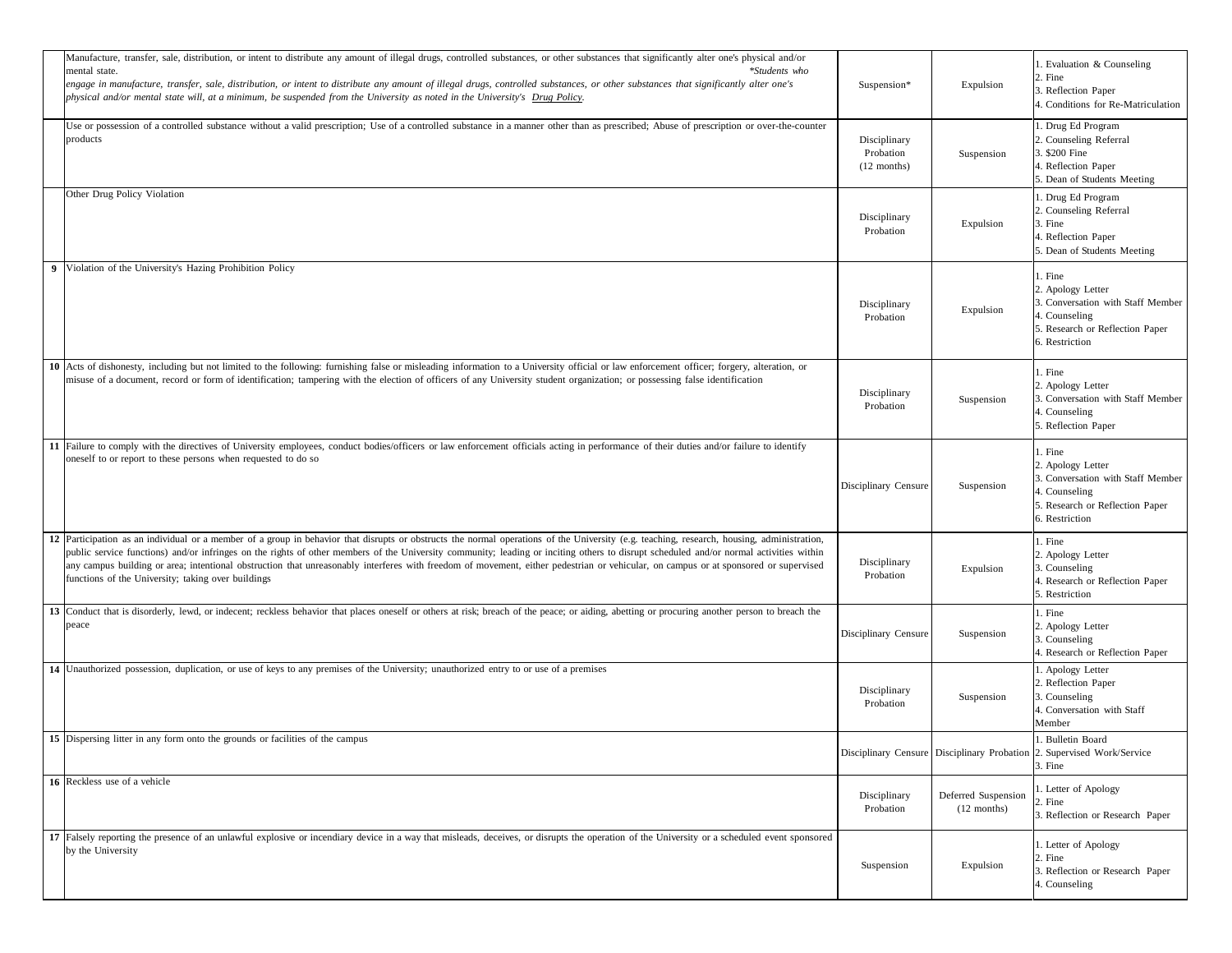| | | | | |
|---|---|---|---|---|
| | Manufacture, transfer, sale, distribution, or intent to distribute any amount of illegal drugs, controlled substances, or other substances that significantly alter one's physical and/or mental state. *Students who engage in manufacture, transfer, sale, distribution, or intent to distribute any amount of illegal drugs, controlled substances, or other substances that significantly alter one's physical and/or mental state will, at a minimum, be suspended from the University as noted in the University's Drug Policy.* | Suspension* | Expulsion | 1. Evaluation & Counseling<br>2. Fine<br>3. Reflection Paper<br>4. Conditions for Re-Matriculation |
| | Use or possession of a controlled substance without a valid prescription; Use of a controlled substance in a manner other than as prescribed; Abuse of prescription or over-the-counter products | Disciplinary Probation (12 months) | Suspension | 1. Drug Ed Program<br>2. Counseling Referral<br>3. $200 Fine<br>4. Reflection Paper<br>5. Dean of Students Meeting |
| | Other Drug Policy Violation | Disciplinary Probation | Expulsion | 1. Drug Ed Program<br>2. Counseling Referral<br>3. Fine<br>4. Reflection Paper<br>5. Dean of Students Meeting |
| **9** | Violation of the University's Hazing Prohibition Policy | Disciplinary Probation | Expulsion | 1. Fine<br>2. Apology Letter<br>3. Conversation with Staff Member<br>4. Counseling<br>5. Research or Reflection Paper<br>6. Restriction |
| **10** | Acts of dishonesty, including but not limited to the following: furnishing false or misleading information to a University official or law enforcement officer; forgery, alteration, or misuse of a document, record or form of identification; tampering with the election of officers of any University student organization; or possessing false identification | Disciplinary Probation | Suspension | 1. Fine<br>2. Apology Letter<br>3. Conversation with Staff Member<br>4. Counseling<br>5. Reflection Paper |
| **11** | Failure to comply with the directives of University employees, conduct bodies/officers or law enforcement officials acting in performance of their duties and/or failure to identify oneself to or report to these persons when requested to do so | Disciplinary Censure | Suspension | 1. Fine<br>2. Apology Letter<br>3. Conversation with Staff Member<br>4. Counseling<br>5. Research or Reflection Paper<br>6. Restriction |
| **12** | Participation as an individual or a member of a group in behavior that disrupts or obstructs the normal operations of the University (e.g. teaching, research, housing, administration, public service functions) and/or infringes on the rights of other members of the University community; leading or inciting others to disrupt scheduled and/or normal activities within any campus building or area; intentional obstruction that unreasonably interferes with freedom of movement, either pedestrian or vehicular, on campus or at sponsored or supervised functions of the University; taking over buildings | Disciplinary Probation | Expulsion | 1. Fine<br>2. Apology Letter<br>3. Counseling<br>4. Research or Reflection Paper<br>5. Restriction |
| **13** | Conduct that is disorderly, lewd, or indecent; reckless behavior that places oneself or others at risk; breach of the peace; or aiding, abetting or procuring another person to breach the peace | Disciplinary Censure | Suspension | 1. Fine<br>2. Apology Letter<br>3. Counseling<br>4. Research or Reflection Paper |
| **14** | Unauthorized possession, duplication, or use of keys to any premises of the University; unauthorized entry to or use of a premises | Disciplinary Probation | Suspension | 1. Apology Letter<br>2. Reflection Paper<br>3. Counseling<br>4. Conversation with Staff Member |
| **15** | Dispersing litter in any form onto the grounds or facilities of the campus | Disciplinary Censure | Disciplinary Probation | 1. Bulletin Board<br>2. Supervised Work/Service<br>3. Fine |
| **16** | Reckless use of a vehicle | Disciplinary Probation | Deferred Suspension (12 months) | 1. Letter of Apology<br>2. Fine<br>3. Reflection or Research Paper |
| **17** | Falsely reporting the presence of an unlawful explosive or incendiary device in a way that misleads, deceives, or disrupts the operation of the University or a scheduled event sponsored by the University | Suspension | Expulsion | 1. Letter of Apology<br>2. Fine<br>3. Reflection or Research Paper<br>4. Counseling |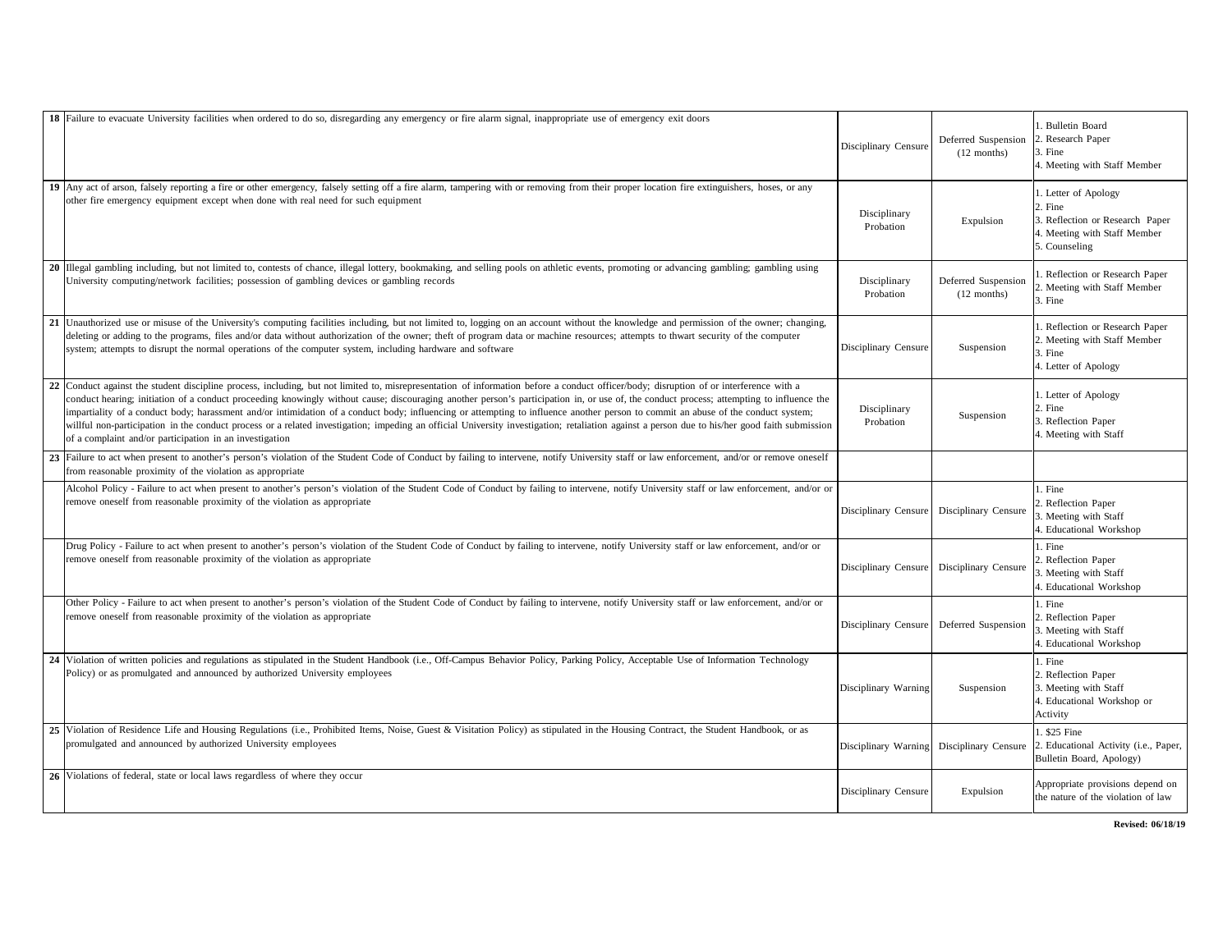| | | | | |
|---|---|---|---|---|
| 18 | Failure to evacuate University facilities when ordered to do so, disregarding any emergency or fire alarm signal, inappropriate use of emergency exit doors | Disciplinary Censure | Deferred Suspension (12 months) | 1. Bulletin Board<br>2. Research Paper<br>3. Fine<br>4. Meeting with Staff Member |
| 19 | Any act of arson, falsely reporting a fire or other emergency, falsely setting off a fire alarm, tampering with or removing from their proper location fire extinguishers, hoses, or any other fire emergency equipment except when done with real need for such equipment | Disciplinary Probation | Expulsion | 1. Letter of Apology<br>2. Fine<br>3. Reflection or Research Paper<br>4. Meeting with Staff Member<br>5. Counseling |
| 20 | Illegal gambling including, but not limited to, contests of chance, illegal lottery, bookmaking, and selling pools on athletic events, promoting or advancing gambling; gambling using University computing/network facilities; possession of gambling devices or gambling records | Disciplinary Probation | Deferred Suspension (12 months) | 1. Reflection or Research Paper<br>2. Meeting with Staff Member<br>3. Fine |
| 21 | Unauthorized use or misuse of the University's computing facilities including, but not limited to, logging on an account without the knowledge and permission of the owner; changing, deleting or adding to the programs, files and/or data without authorization of the owner; theft of program data or machine resources; attempts to thwart security of the computer system; attempts to disrupt the normal operations of the computer system, including hardware and software | Disciplinary Censure | Suspension | 1. Reflection or Research Paper<br>2. Meeting with Staff Member<br>3. Fine<br>4. Letter of Apology |
| 22 | Conduct against the student discipline process, including, but not limited to, misrepresentation of information before a conduct officer/body; disruption of or interference with a conduct hearing; initiation of a conduct proceeding knowingly without cause; discouraging another person's participation in, or use of, the conduct process; attempting to influence the impartiality of a conduct body; harassment and/or intimidation of a conduct body; influencing or attempting to influence another person to commit an abuse of the conduct system; willful non-participation in the conduct process or a related investigation; impeding an official University investigation; retaliation against a person due to his/her good faith submission of a complaint and/or participation in an investigation | Disciplinary Probation | Suspension | 1. Letter of Apology<br>2. Fine<br>3. Reflection Paper<br>4. Meeting with Staff |
| 23 | Failure to act when present to another's person's violation of the Student Code of Conduct by failing to intervene, notify University staff or law enforcement, and/or remove oneself from reasonable proximity of the violation as appropriate | | | |
| | Alcohol Policy - Failure to act when present to another's person's violation of the Student Code of Conduct by failing to intervene, notify University staff or law enforcement, and/or or remove oneself from reasonable proximity of the violation as appropriate | Disciplinary Censure | Disciplinary Censure | 1. Fine<br>2. Reflection Paper<br>3. Meeting with Staff<br>4. Educational Workshop |
| | Drug Policy - Failure to act when present to another's person's violation of the Student Code of Conduct by failing to intervene, notify University staff or law enforcement, and/or or remove oneself from reasonable proximity of the violation as appropriate | Disciplinary Censure | Disciplinary Censure | 1. Fine<br>2. Reflection Paper<br>3. Meeting with Staff<br>4. Educational Workshop |
| | Other Policy - Failure to act when present to another's person's violation of the Student Code of Conduct by failing to intervene, notify University staff or law enforcement, and/or or remove oneself from reasonable proximity of the violation as appropriate | Disciplinary Censure | Deferred Suspension | 1. Fine<br>2. Reflection Paper<br>3. Meeting with Staff<br>4. Educational Workshop |
| 24 | Violation of written policies and regulations as stipulated in the Student Handbook (i.e., Off-Campus Behavior Policy, Parking Policy, Acceptable Use of Information Technology Policy) or as promulgated and announced by authorized University employees | Disciplinary Warning | Suspension | 1. Fine<br>2. Reflection Paper<br>3. Meeting with Staff<br>4. Educational Workshop or Activity |
| 25 | Violation of Residence Life and Housing Regulations (i.e., Prohibited Items, Noise, Guest & Visitation Policy) as stipulated in the Housing Contract, the Student Handbook, or as promulgated and announced by authorized University employees | Disciplinary Warning | Disciplinary Censure | 1. $25 Fine<br>2. Educational Activity (i.e., Paper, Bulletin Board, Apology) |
| 26 | Violations of federal, state or local laws regardless of where they occur | Disciplinary Censure | Expulsion | Appropriate provisions depend on the nature of the violation of law |

**Revised: 06/18/19**